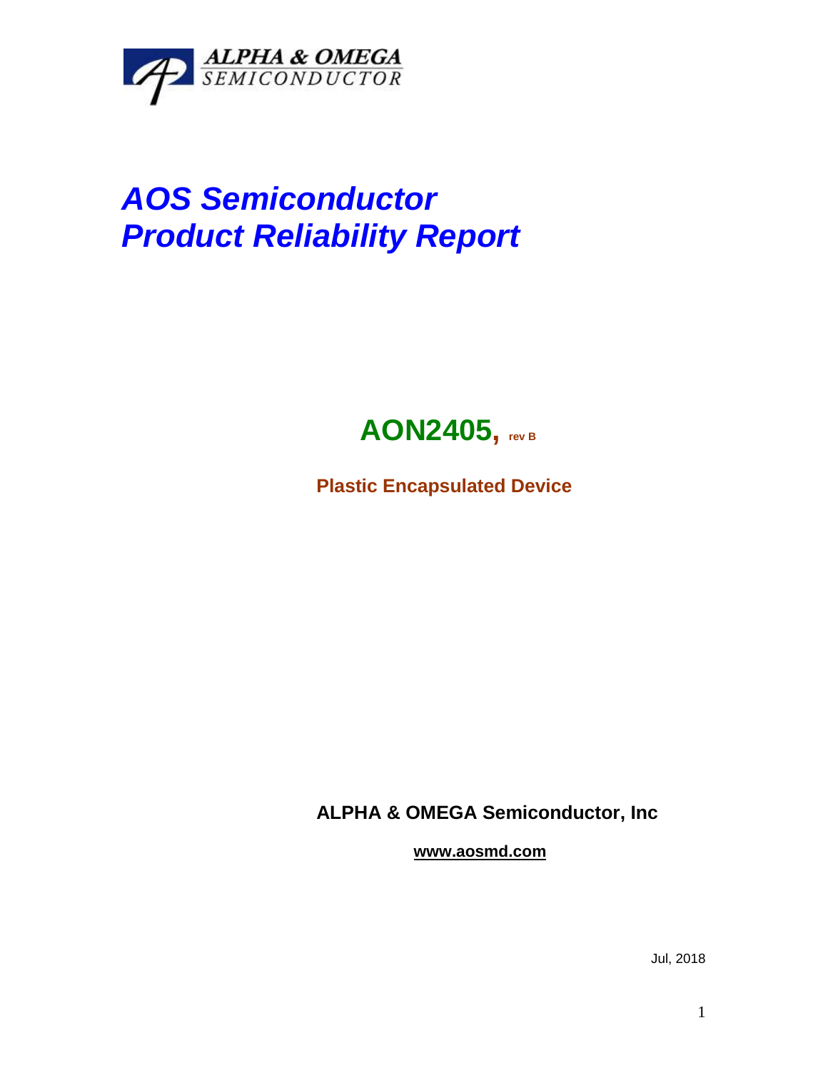ALPHA & OMEGA SEMICONDUCTOR

# *AOS Semiconductor Product Reliability Report*

## AON2405, rev B

**Plastic Encapsulated Device**

**ALPHA & OMEGA Semiconductor, Inc**

**www.aosmd.com**

Jul, 2018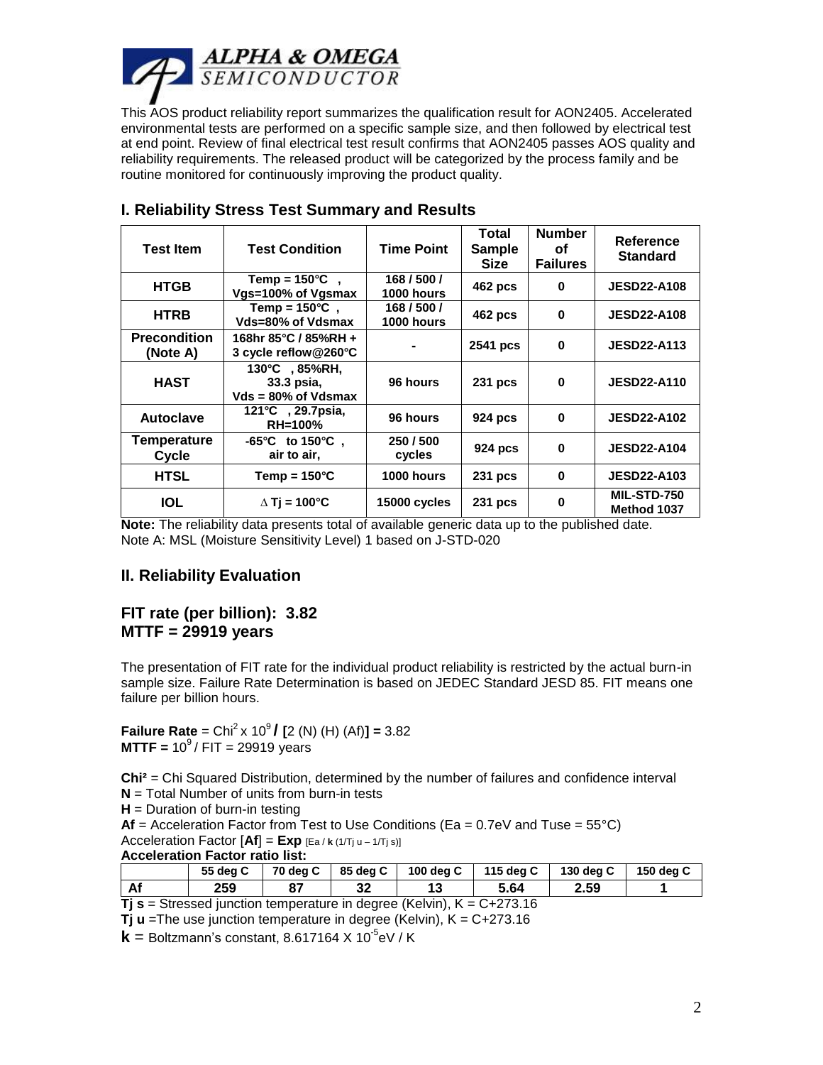ALPHA & OMEGA SEMICONDUCTOR

This AOS product reliability report summarizes the qualification result for AON2405. Accelerated environmental tests are performed on a specific sample size, and then followed by electrical test at end point. Review of final electrical test result confirms that AON2405 passes AOS quality and reliability requirements. The released product will be categorized by the process family and be routine monitored for continuously improving the product quality.

## I. Reliability Stress Test Summary and Results

| Test Item | Test Condition | Time Point | Total Sample Size | Number of Failures | Reference Standard |
|---|---|---|---|---|---|
| HTGB | Temp = 150°C , Vgs=100% of Vgsmax | 168 / 500 / 1000 hours | 462 pcs | 0 | JESD22-A108 |
| HTRB | Temp = 150°C , Vds=80% of Vdsmax | 168 / 500 / 1000 hours | 462 pcs | 0 | JESD22-A108 |
| Precondition (Note A) | 168hr 85°C / 85%RH + 3 cycle reflow@260°C | - | 2541 pcs | 0 | JESD22-A113 |
| HAST | 130°C , 85%RH, 33.3 psia, Vds = 80% of Vdsmax | 96 hours | 231 pcs | 0 | JESD22-A110 |
| Autoclave | 121°C , 29.7psia, RH=100% | 96 hours | 924 pcs | 0 | JESD22-A102 |
| Temperature Cycle | -65°C to 150°C , air to air, | 250 / 500 cycles | 924 pcs | 0 | JESD22-A104 |
| HTSL | Temp = 150°C | 1000 hours | 231 pcs | 0 | JESD22-A103 |
| IOL | $\Delta$ Tj = 100°C | 15000 cycles | 231 pcs | 0 | MIL-STD-750 Method 1037 |

**Note:** The reliability data presents total of available generic data up to the published date.
Note A: MSL (Moisture Sensitivity Level) 1 based on J-STD-020

## II. Reliability Evaluation

### FIT rate (per billion): 3.82
### MTTF = 29919 years

The presentation of FIT rate for the individual product reliability is restricted by the actual burn-in sample size. Failure Rate Determination is based on JEDEC Standard JESD 85. FIT means one failure per billion hours.

**Failure Rate** = $Chi^2 \times 10^9$ **/ [**2 (N) (H) (Af)**] =** 3.82
**MTTF =** $10^9$ / FIT = 29919 years

**Chi²** = Chi Squared Distribution, determined by the number of failures and confidence interval
**N** = Total Number of units from burn-in tests
**H** = Duration of burn-in testing
**Af** = Acceleration Factor from Test to Use Conditions (Ea = 0.7eV and Tuse = 55°C)
Acceleration Factor [**Af**] = **Exp** [Ea / **k** (1/Tj u – 1/Tj s)]
**Acceleration Factor ratio list:**

| | 55 deg C | 70 deg C | 85 deg C | 100 deg C | 115 deg C | 130 deg C | 150 deg C |
|---|---|---|---|---|---|---|---|
| Af | 259 | 87 | 32 | 13 | 5.64 | 2.59 | 1 |

**Tj s** = Stressed junction temperature in degree (Kelvin), K = C+273.16
**Tj u** =The use junction temperature in degree (Kelvin), K = C+273.16
**k** = Boltzmann's constant, 8.617164 X $10^{-5}$eV / K